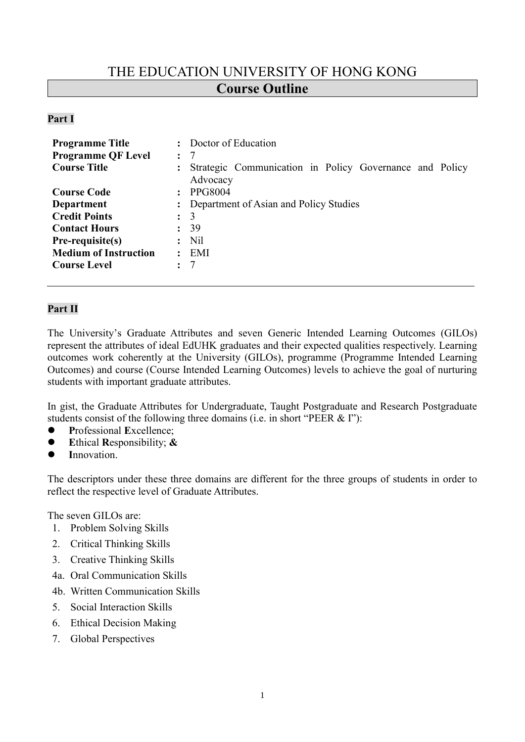# THE EDUCATION UNIVERSITY OF HONG KONG

## Course Outline

### Part I

| | | |
|---|---|---|
| **Programme Title** | : | Doctor of Education |
| **Programme QF Level** | : | 7 |
| **Course Title** | : | Strategic Communication in Policy Governance and Policy Advocacy |
| **Course Code** | : | PPG8004 |
| **Department** | : | Department of Asian and Policy Studies |
| **Credit Points** | : | 3 |
| **Contact Hours** | : | 39 |
| **Pre-requisite(s)** | : | Nil |
| **Medium of Instruction** | : | EMI |
| **Course Level** | : | 7 |

---

### Part II

The University's Graduate Attributes and seven Generic Intended Learning Outcomes (GILOs) represent the attributes of ideal EdUHK graduates and their expected qualities respectively. Learning outcomes work coherently at the University (GILOs), programme (Programme Intended Learning Outcomes) and course (Course Intended Learning Outcomes) levels to achieve the goal of nurturing students with important graduate attributes.

In gist, the Graduate Attributes for Undergraduate, Taught Postgraduate and Research Postgraduate students consist of the following three domains (i.e. in short "PEER & I"):

- **P**rofessional **E**xcellence;
- **E**thical **R**esponsibility; **&**
- **I**nnovation.

The descriptors under these three domains are different for the three groups of students in order to reflect the respective level of Graduate Attributes.

The seven GILOs are:

1. Problem Solving Skills
2. Critical Thinking Skills
3. Creative Thinking Skills

4a. Oral Communication Skills

4b. Written Communication Skills

5. Social Interaction Skills
6. Ethical Decision Making
7. Global Perspectives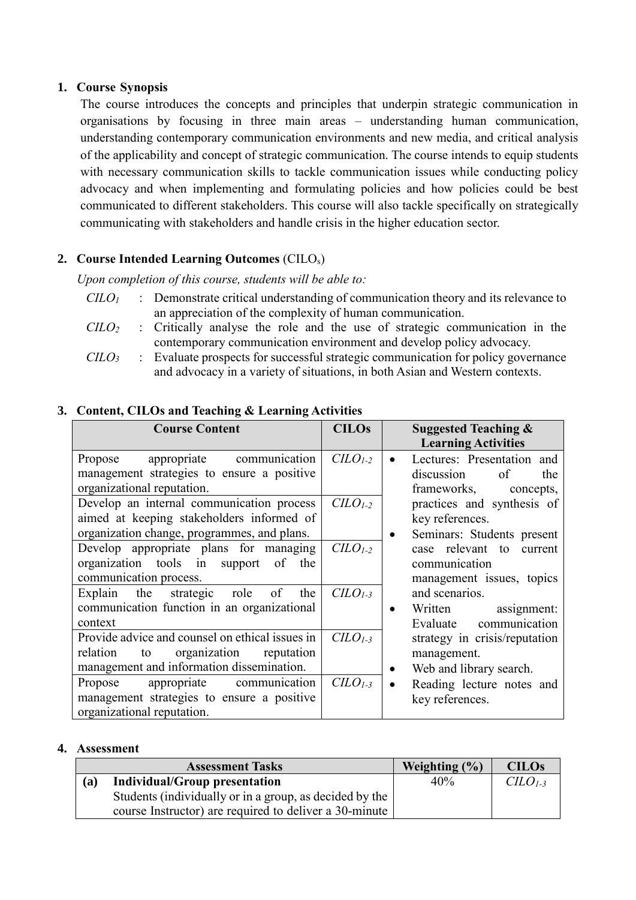## 1. Course Synopsis

The course introduces the concepts and principles that underpin strategic communication in organisations by focusing in three main areas – understanding human communication, understanding contemporary communication environments and new media, and critical analysis of the applicability and concept of strategic communication. The course intends to equip students with necessary communication skills to tackle communication issues while conducting policy advocacy and when implementing and formulating policies and how policies could be best communicated to different stakeholders. This course will also tackle specifically on strategically communicating with stakeholders and handle crisis in the higher education sector.

## 2. Course Intended Learning Outcomes (CILOs)

*Upon completion of this course, students will be able to:*

- *$CILO_1$* : Demonstrate critical understanding of communication theory and its relevance to an appreciation of the complexity of human communication.
- *$CILO_2$* : Critically analyse the role and the use of strategic communication in the contemporary communication environment and develop policy advocacy.
- *$CILO_3$* : Evaluate prospects for successful strategic communication for policy governance and advocacy in a variety of situations, in both Asian and Western contexts.

## 3. Content, CILOs and Teaching & Learning Activities

| Course Content | CILOs | Suggested Teaching & Learning Activities |
|---|---|---|
| Propose appropriate communication management strategies to ensure a positive organizational reputation. | *$CILO_{1-2}$* | • Lectures: Presentation and discussion of the frameworks, concepts, practices and synthesis of key references.<br>• Seminars: Students present case relevant to current communication management issues, topics and scenarios.<br>• Written assignment: Evaluate communication strategy in crisis/reputation management.<br>• Web and library search.<br>• Reading lecture notes and key references. |
| Develop an internal communication process aimed at keeping stakeholders informed of organization change, programmes, and plans. | *$CILO_{1-2}$* | |
| Develop appropriate plans for managing organization tools in support of the communication process. | *$CILO_{1-2}$* | |
| Explain the strategic role of the communication function in an organizational context | *$CILO_{1-3}$* | |
| Provide advice and counsel on ethical issues in relation to organization reputation management and information dissemination. | *$CILO_{1-3}$* | |
| Propose appropriate communication management strategies to ensure a positive organizational reputation. | *$CILO_{1-3}$* | |

## 4. Assessment

| | Assessment Tasks | Weighting (%) | CILOs |
|---|---|---|---|
| (a) | **Individual/Group presentation**<br>Students (individually or in a group, as decided by the course Instructor) are required to deliver a 30-minute | 40% | *$CILO_{1-3}$* |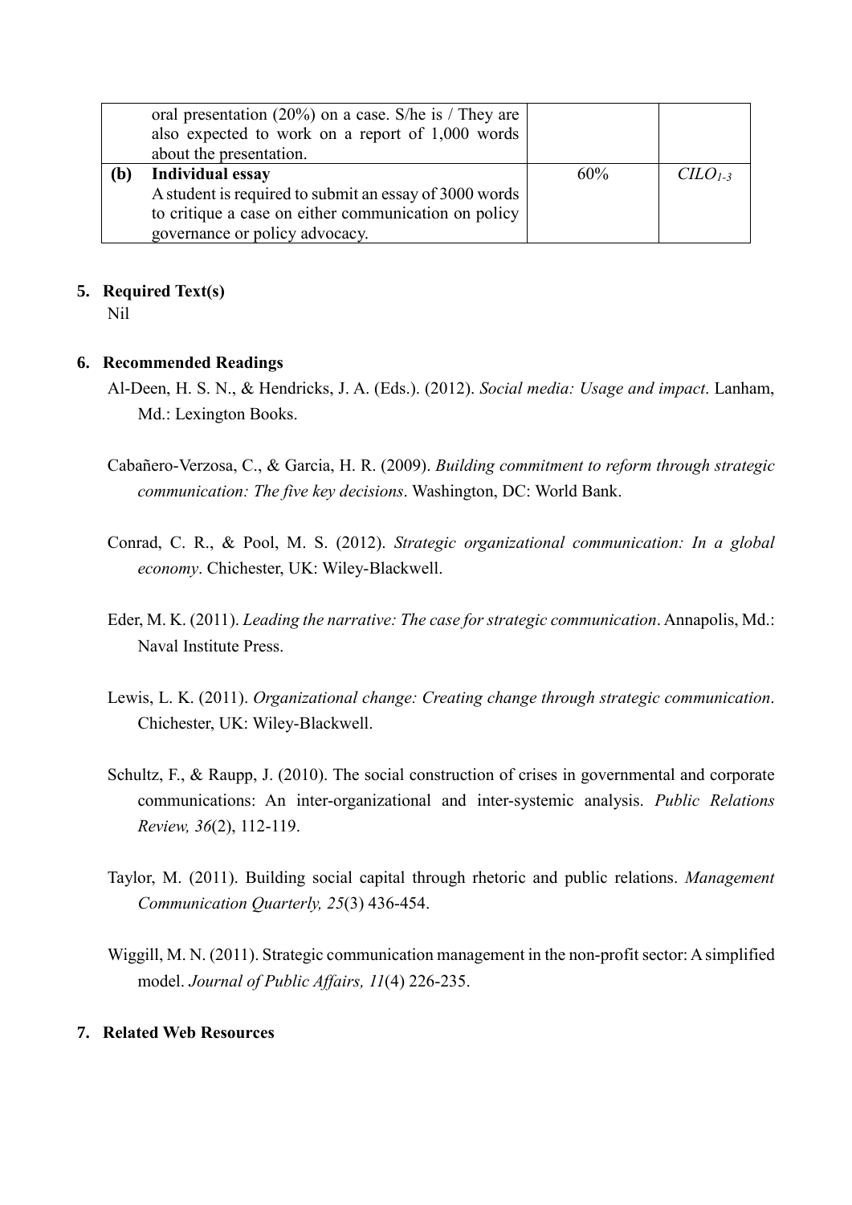|  |  |  |  |
| --- | --- | --- | --- |
|  | oral presentation (20%) on a case. S/he is / They are also expected to work on a report of 1,000 words about the presentation. |  |  |
| **(b)** | **Individual essay**<br>A student is required to submit an essay of 3000 words to critique a case on either communication on policy governance or policy advocacy. | 60% | $CILO_{1-3}$ |

## 5. Required Text(s)

Nil

## 6. Recommended Readings

Al-Deen, H. S. N., & Hendricks, J. A. (Eds.). (2012). *Social media: Usage and impact*. Lanham, Md.: Lexington Books.

Cabañero-Verzosa, C., & Garcia, H. R. (2009). *Building commitment to reform through strategic communication: The five key decisions*. Washington, DC: World Bank.

Conrad, C. R., & Pool, M. S. (2012). *Strategic organizational communication: In a global economy*. Chichester, UK: Wiley-Blackwell.

Eder, M. K. (2011). *Leading the narrative: The case for strategic communication*. Annapolis, Md.: Naval Institute Press.

Lewis, L. K. (2011). *Organizational change: Creating change through strategic communication*. Chichester, UK: Wiley-Blackwell.

Schultz, F., & Raupp, J. (2010). The social construction of crises in governmental and corporate communications: An inter-organizational and inter-systemic analysis. *Public Relations Review, 36*(2), 112-119.

Taylor, M. (2011). Building social capital through rhetoric and public relations. *Management Communication Quarterly, 25*(3) 436-454.

Wiggill, M. N. (2011). Strategic communication management in the non-profit sector: A simplified model. *Journal of Public Affairs, 11*(4) 226-235.

## 7. Related Web Resources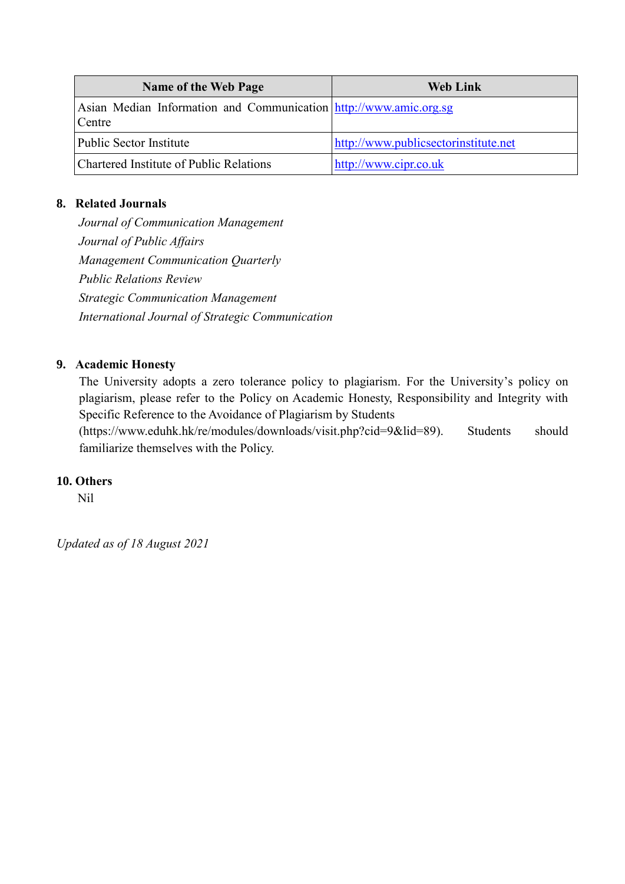| Name of the Web Page | Web Link |
| --- | --- |
| Asian Median Information and Communication Centre | http://www.amic.org.sg |
| Public Sector Institute | http://www.publicsectorinstitute.net |
| Chartered Institute of Public Relations | http://www.cipr.co.uk |

## 8. Related Journals

*Journal of Communication Management*
*Journal of Public Affairs*
*Management Communication Quarterly*
*Public Relations Review*
*Strategic Communication Management*
*International Journal of Strategic Communication*

## 9. Academic Honesty

The University adopts a zero tolerance policy to plagiarism. For the University's policy on plagiarism, please refer to the Policy on Academic Honesty, Responsibility and Integrity with Specific Reference to the Avoidance of Plagiarism by Students (https://www.eduhk.hk/re/modules/downloads/visit.php?cid=9&lid=89). Students should familiarize themselves with the Policy.

## 10. Others

Nil

*Updated as of 18 August 2021*